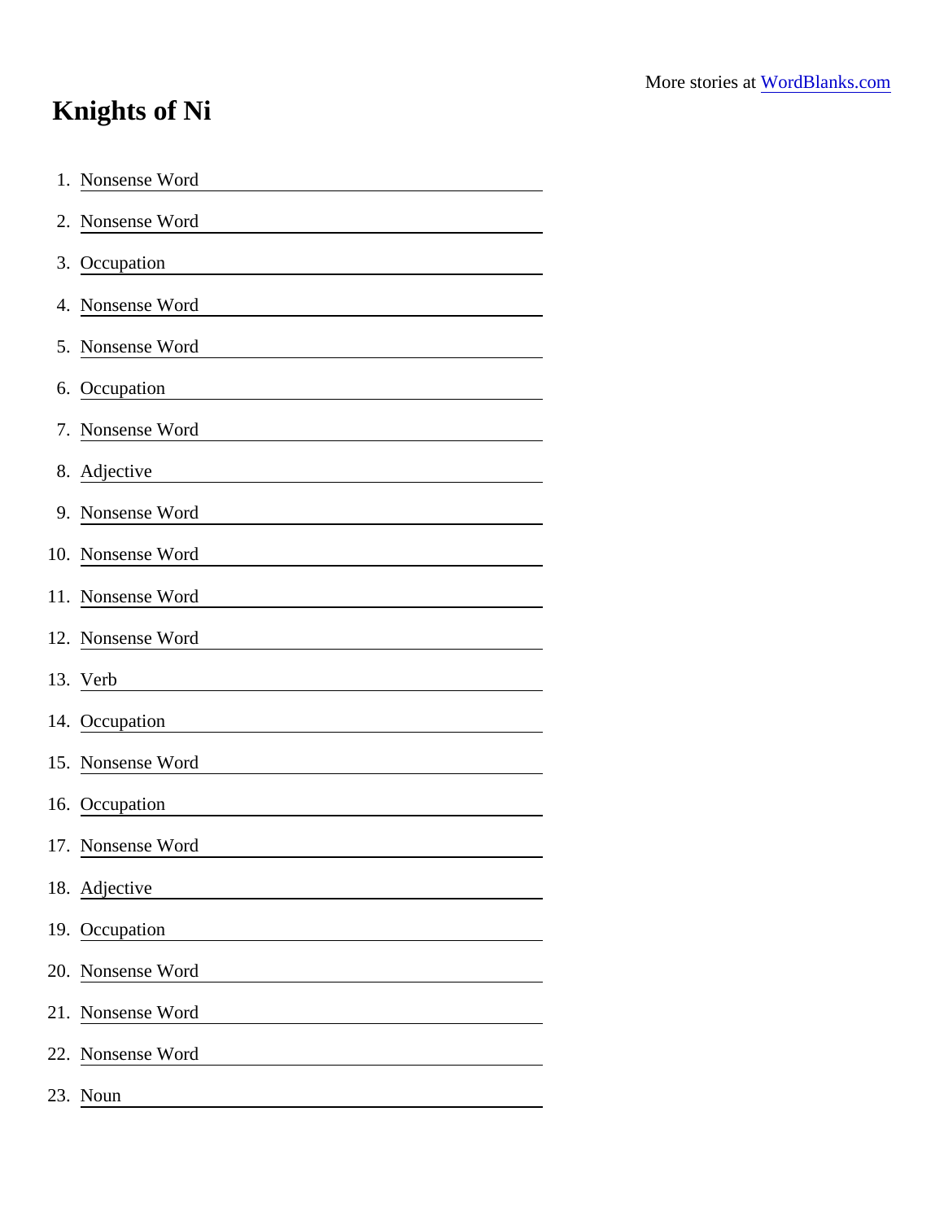More stories at WordBlanks.com

# Knights of Ni

1. Nonsense Word ________________
2. Nonsense Word ________________
3. Occupation ________________
4. Nonsense Word ________________
5. Nonsense Word ________________
6. Occupation ________________
7. Nonsense Word ________________
8. Adjective ________________
9. Nonsense Word ________________
10. Nonsense Word ________________
11. Nonsense Word ________________
12. Nonsense Word ________________
13. Verb ________________
14. Occupation ________________
15. Nonsense Word ________________
16. Occupation ________________
17. Nonsense Word ________________
18. Adjective ________________
19. Occupation ________________
20. Nonsense Word ________________
21. Nonsense Word ________________
22. Nonsense Word ________________
23. Noun ________________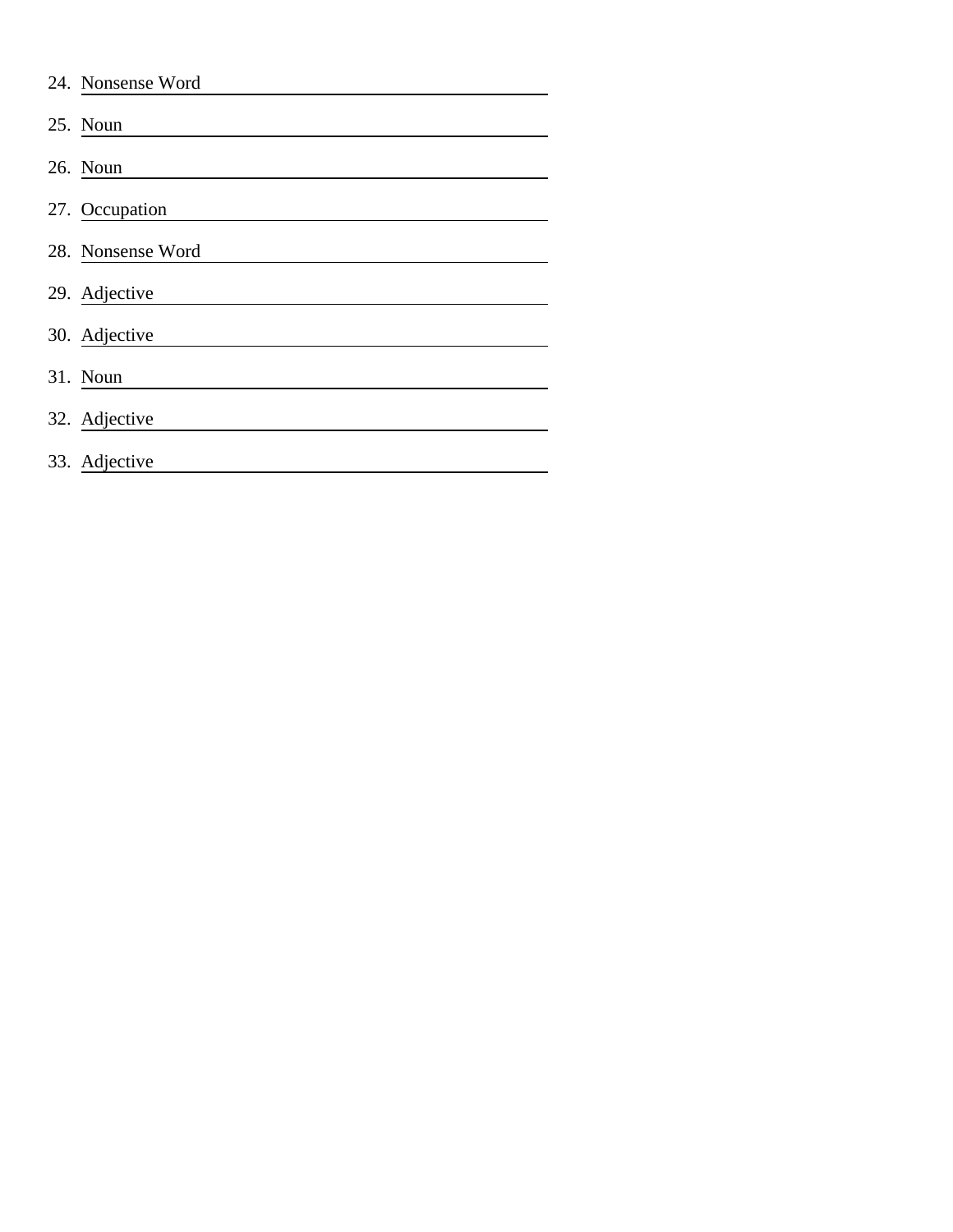24. Nonsense Word \_\_\_\_\_\_\_\_\_\_\_\_\_\_\_\_\_\_\_\_

25. Noun \_\_\_\_\_\_\_\_\_\_\_\_\_\_\_\_\_\_\_\_

26. Noun \_\_\_\_\_\_\_\_\_\_\_\_\_\_\_\_\_\_\_\_

27. Occupation \_\_\_\_\_\_\_\_\_\_\_\_\_\_\_\_\_\_\_\_

28. Nonsense Word \_\_\_\_\_\_\_\_\_\_\_\_\_\_\_\_\_\_\_\_

29. Adjective \_\_\_\_\_\_\_\_\_\_\_\_\_\_\_\_\_\_\_\_

30. Adjective \_\_\_\_\_\_\_\_\_\_\_\_\_\_\_\_\_\_\_\_

31. Noun \_\_\_\_\_\_\_\_\_\_\_\_\_\_\_\_\_\_\_\_

32. Adjective \_\_\_\_\_\_\_\_\_\_\_\_\_\_\_\_\_\_\_\_

33. Adjective \_\_\_\_\_\_\_\_\_\_\_\_\_\_\_\_\_\_\_\_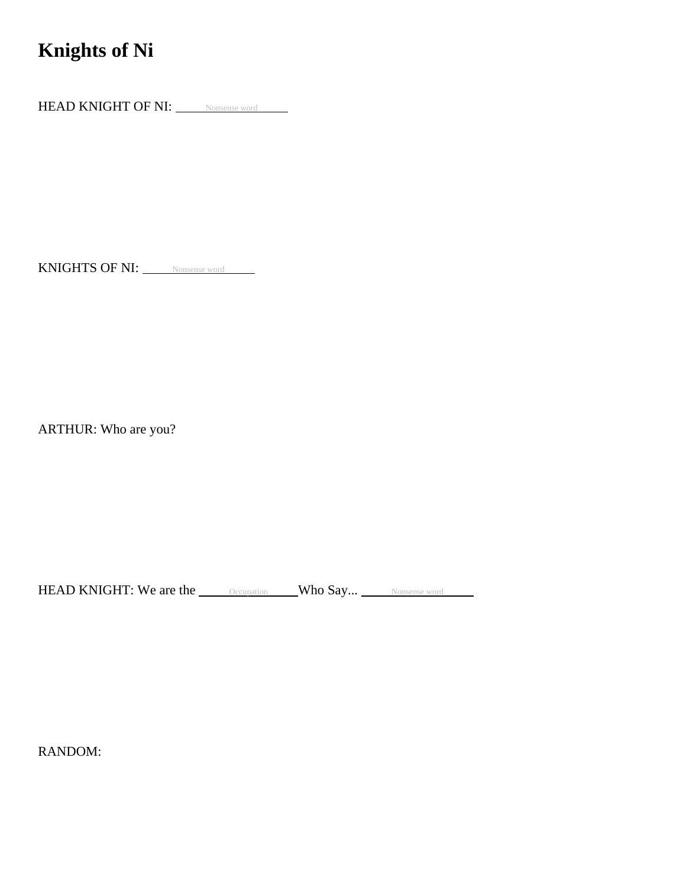# Knights of Ni

HEAD KNIGHT OF NI: ______Nonsense word______

KNIGHTS OF NI: ______Nonsense word______

ARTHUR: Who are you?

HEAD KNIGHT: We are the ______Occupation______ Who Say... ______Nonsense word______

RANDOM: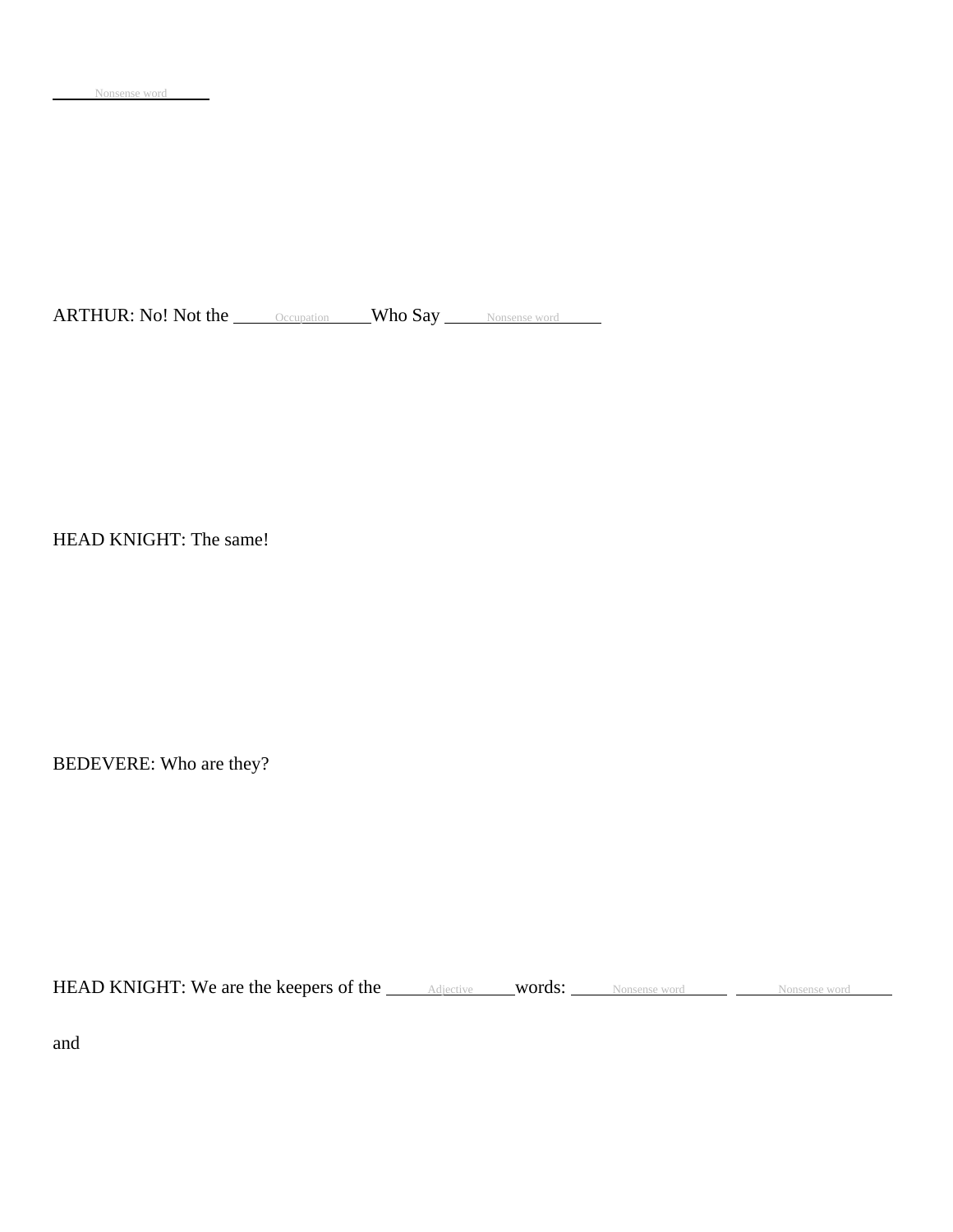\_\_\_\_\_Nonsense word\_\_\_\_\_

ARTHUR: No! Not the \_\_\_\_\_Occupation\_\_\_\_\_Who Say \_\_\_\_\_Nonsense word\_\_\_\_\_

HEAD KNIGHT: The same!

BEDEVERE: Who are they?

HEAD KNIGHT: We are the keepers of the \_\_\_\_\_Adjective\_\_\_\_\_words: \_\_\_\_\_Nonsense word\_\_\_\_\_ \_\_\_\_\_Nonsense word\_\_\_\_\_

and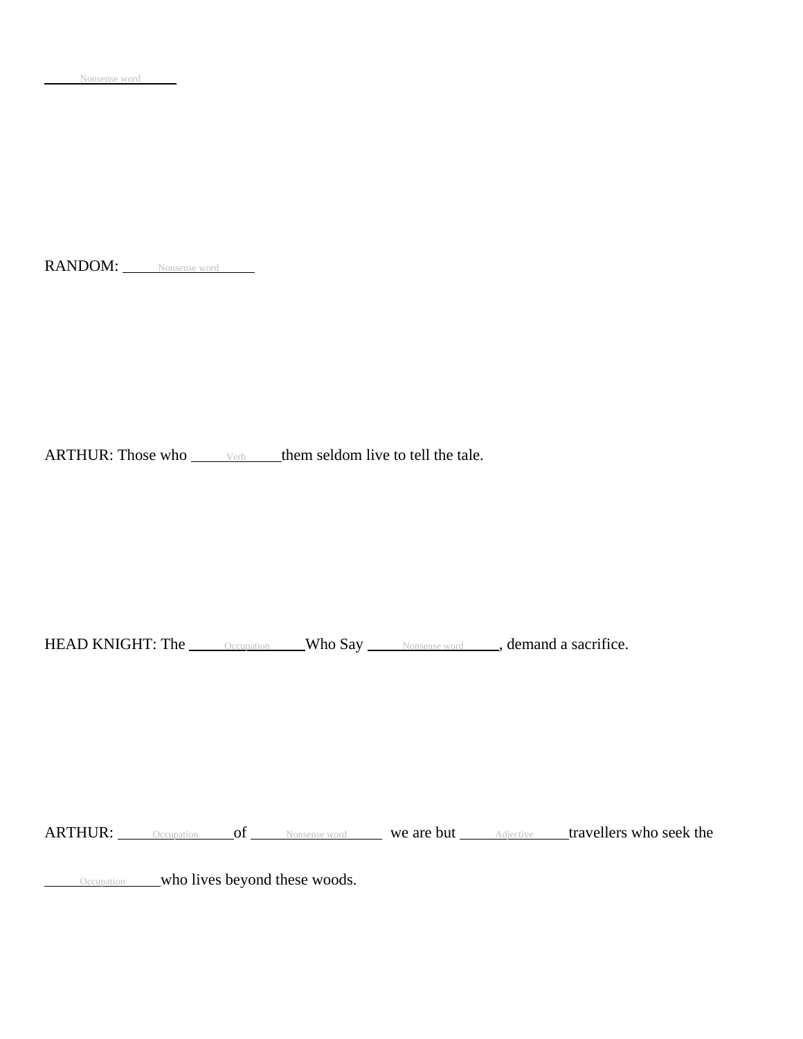\_\_\_\_\_Nonsense word\_\_\_\_\_

RANDOM: \_\_\_\_\_Nonsense word\_\_\_\_\_

ARTHUR: Those who \_\_\_\_\_Verb\_\_\_\_\_ them seldom live to tell the tale.

HEAD KNIGHT: The \_\_\_\_\_Occupation\_\_\_\_\_ Who Say \_\_\_\_\_Nonsense word\_\_\_\_\_, demand a sacrifice.

ARTHUR: \_\_\_\_\_Occupation\_\_\_\_\_ of \_\_\_\_\_Nonsense word\_\_\_\_\_ we are but \_\_\_\_\_Adjective\_\_\_\_\_ travellers who seek the \_\_\_\_\_Occupation\_\_\_\_\_ who lives beyond these woods.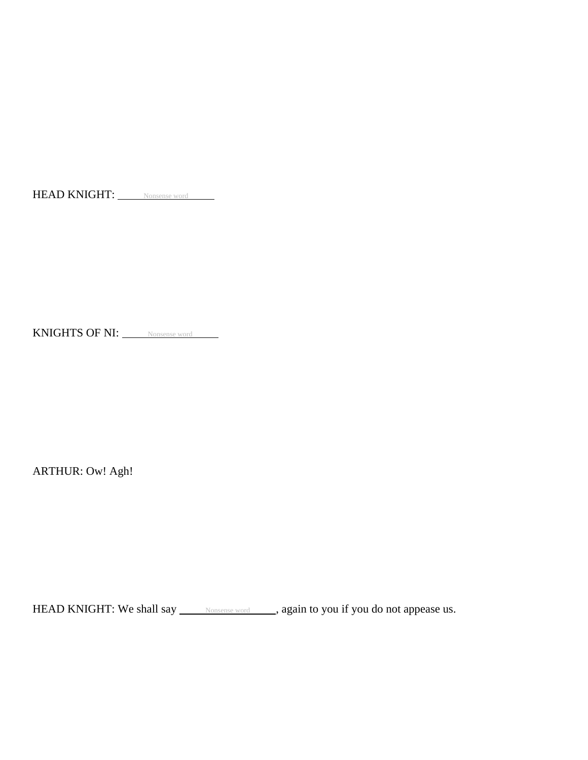HEAD KNIGHT: ______Nonsense word______

KNIGHTS OF NI: ______Nonsense word______

ARTHUR: Ow! Agh!

HEAD KNIGHT: We shall say ______Nonsense word______, again to you if you do not appease us.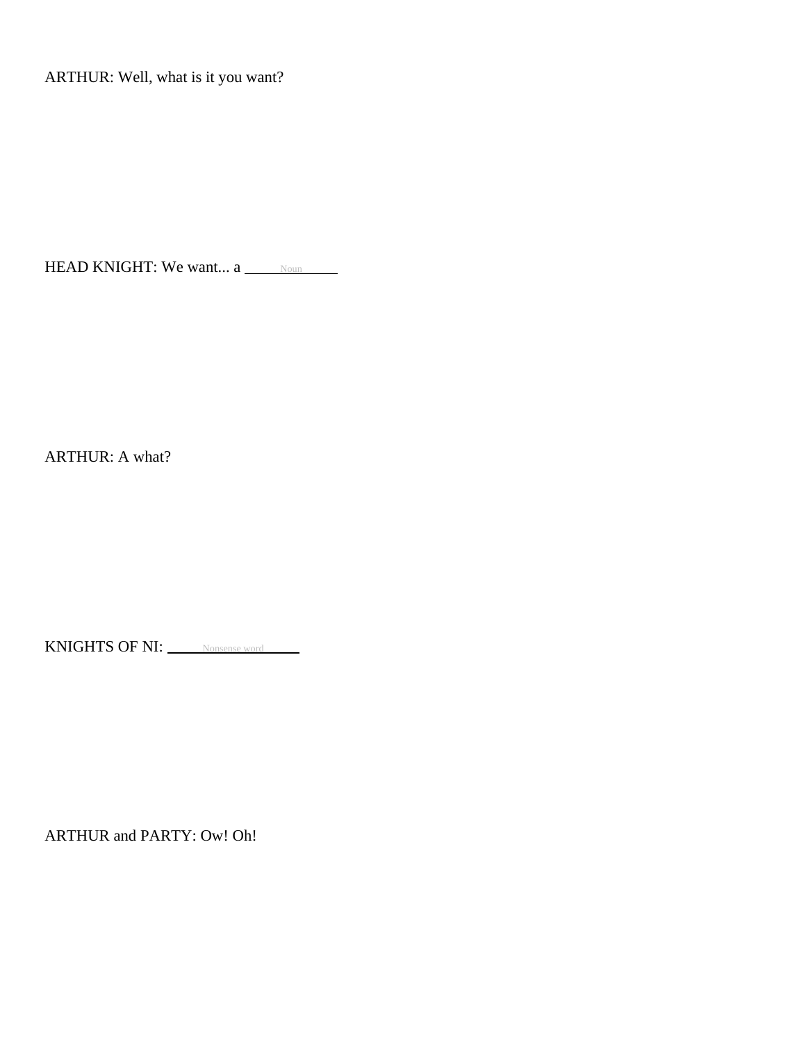ARTHUR: Well, what is it you want?

HEAD KNIGHT: We want... a ______Noun______

ARTHUR: A what?

KNIGHTS OF NI: ______Nonsense word______

ARTHUR and PARTY: Ow! Oh!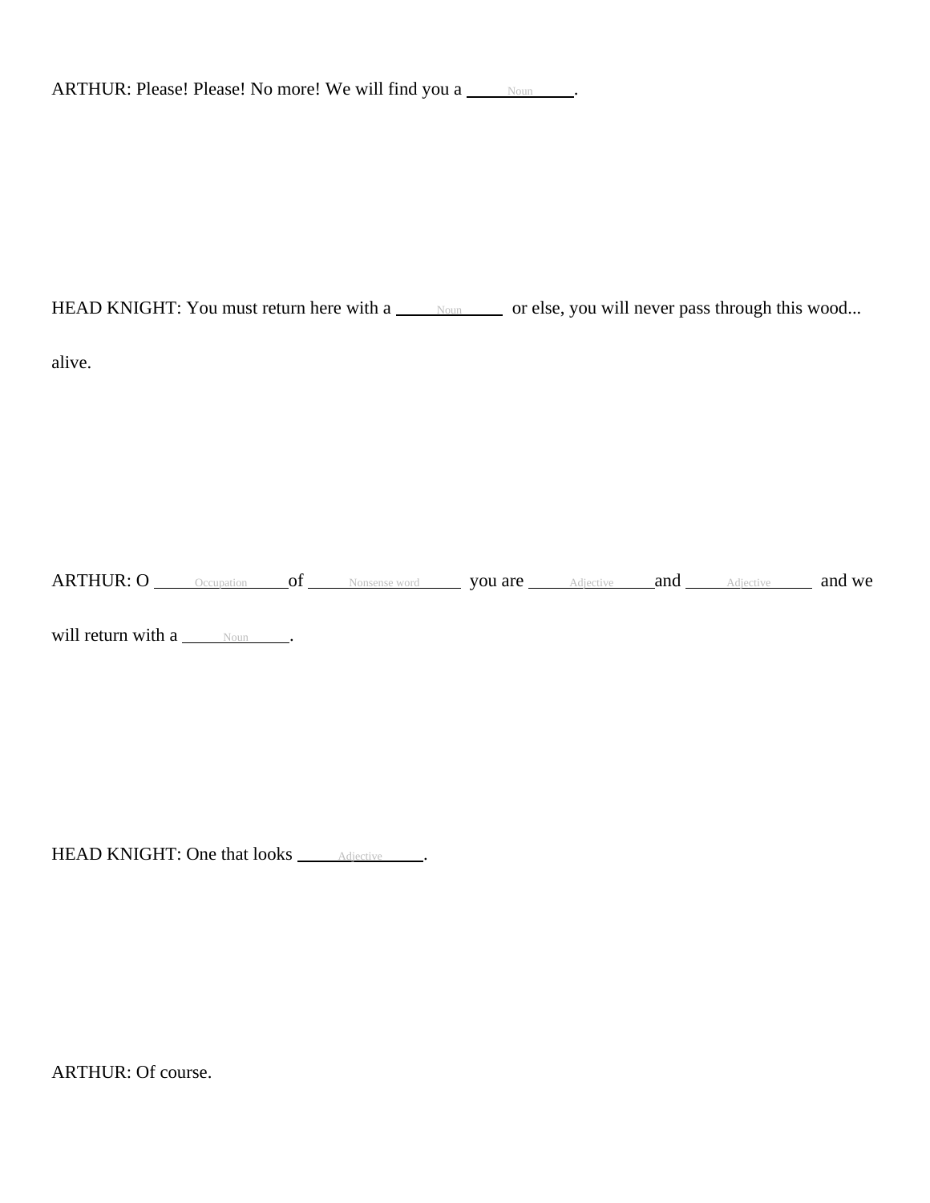ARTHUR: Please! Please! No more! We will find you a \_\_\_\_\_Noun\_\_\_\_\_.

HEAD KNIGHT: You must return here with a \_\_\_\_\_Noun\_\_\_\_\_ or else, you will never pass through this wood... alive.

ARTHUR: O \_\_\_\_\_Occupation\_\_\_\_\_ of \_\_\_\_\_Nonsense word\_\_\_\_\_ you are \_\_\_\_\_Adjective\_\_\_\_\_ and \_\_\_\_\_Adjective\_\_\_\_\_ and we will return with a \_\_\_\_\_Noun\_\_\_\_\_.

HEAD KNIGHT: One that looks \_\_\_\_\_Adjective\_\_\_\_\_.

ARTHUR: Of course.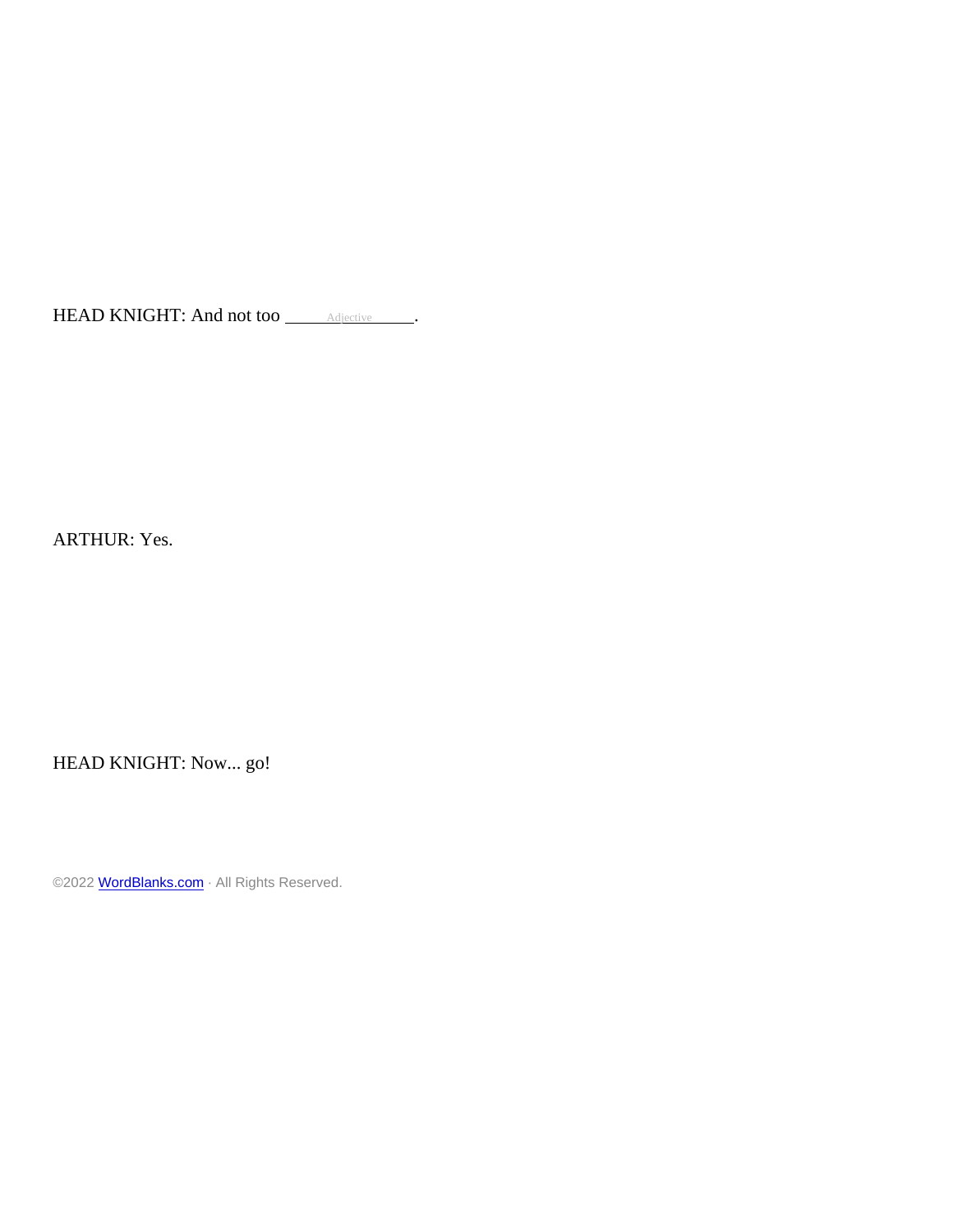HEAD KNIGHT: And not too ______Adjective______.

ARTHUR: Yes.

HEAD KNIGHT: Now... go!

©2022 [WordBlanks.com](https://wordblanks.com) · All Rights Reserved.